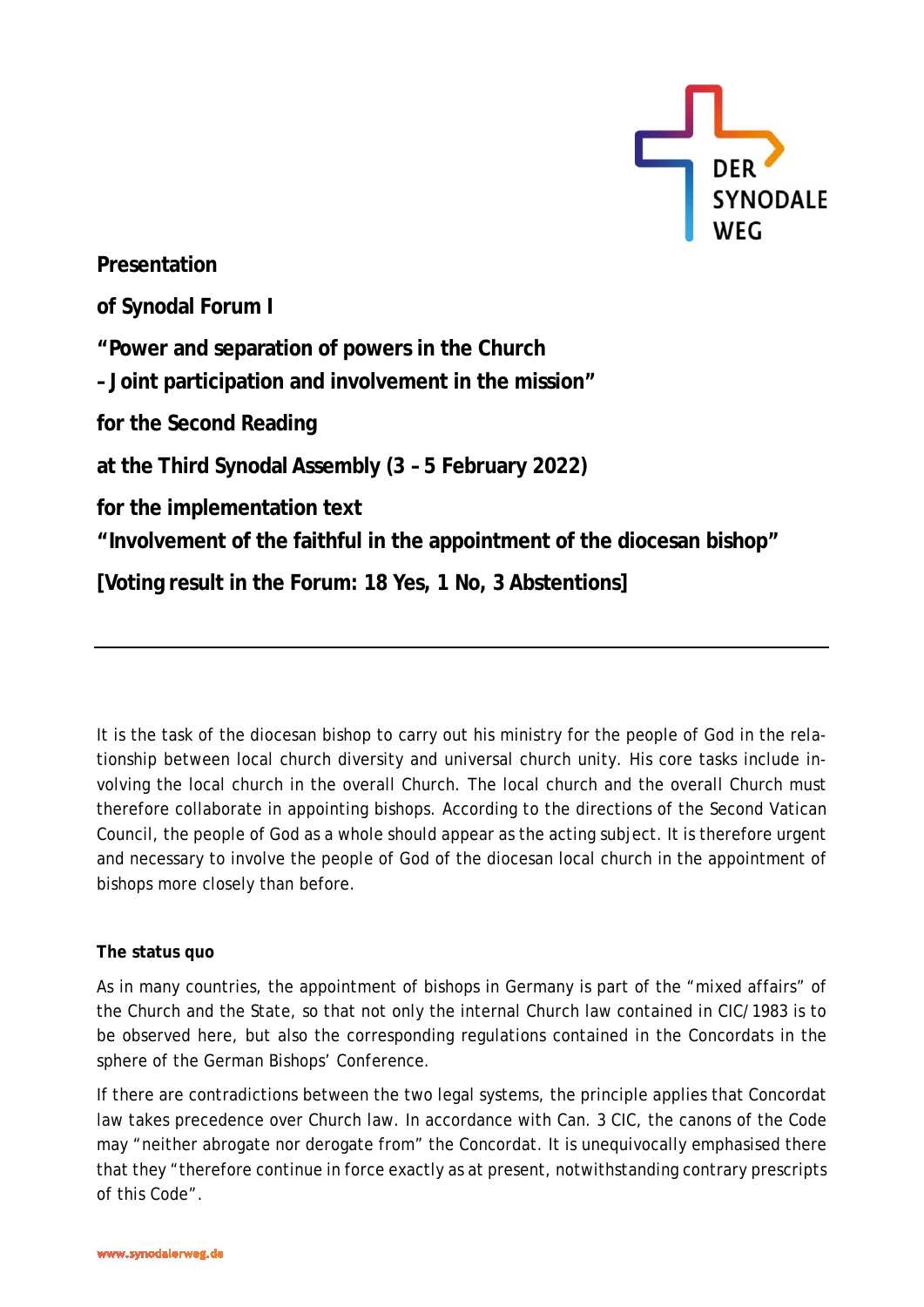**Presentation**

**of Synodal Forum I**

**"Power and separation of powers in the Church**
**– Joint participation and involvement in the mission"**

**for the Second Reading**

**at the Third Synodal Assembly (3 – 5 February 2022)**

**for the implementation text**
**"Involvement of the faithful in the appointment of the diocesan bishop"**

**[Voting result in the Forum: 18 Yes, 1 No, 3 Abstentions]**

---

It is the task of the diocesan bishop to carry out his ministry for the people of God in the relationship between local church diversity and universal church unity. His core tasks include involving the local church in the overall Church. The local church and the overall Church must therefore collaborate in appointing bishops. According to the directions of the Second Vatican Council, the people of God as a whole should appear as the acting subject. It is therefore urgent and necessary to involve the people of God of the diocesan local church in the appointment of bishops more closely than before.

**The status quo**

As in many countries, the appointment of bishops in Germany is part of the "mixed affairs" of the Church and the State, so that not only the internal Church law contained in CIC/1983 is to be observed here, but also the corresponding regulations contained in the Concordats in the sphere of the German Bishops' Conference.

If there are contradictions between the two legal systems, the principle applies that Concordat law takes precedence over Church law. In accordance with Can. 3 CIC, the canons of the Code may "neither abrogate nor derogate from" the Concordat. It is unequivocally emphasised there that they "therefore continue in force exactly as at present, notwithstanding contrary prescripts of this Code".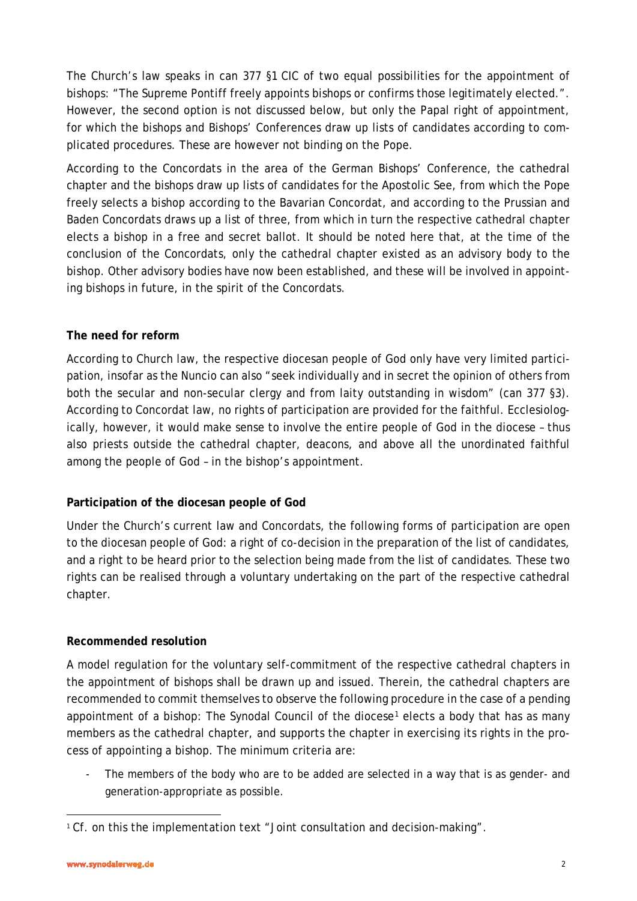The Church's law speaks in can 377 §1 CIC of two equal possibilities for the appointment of bishops: "The Supreme Pontiff freely appoints bishops or confirms those legitimately elected.". However, the second option is not discussed below, but only the Papal right of appointment, for which the bishops and Bishops' Conferences draw up lists of candidates according to complicated procedures. These are however not binding on the Pope.

According to the Concordats in the area of the German Bishops' Conference, the cathedral chapter and the bishops draw up lists of candidates for the Apostolic See, from which the Pope freely selects a bishop according to the Bavarian Concordat, and according to the Prussian and Baden Concordats draws up a list of three, from which in turn the respective cathedral chapter elects a bishop in a free and secret ballot. It should be noted here that, at the time of the conclusion of the Concordats, only the cathedral chapter existed as an advisory body to the bishop. Other advisory bodies have now been established, and these will be involved in appointing bishops in future, in the spirit of the Concordats.

**The need for reform**

According to Church law, the respective diocesan people of God only have very limited participation, insofar as the Nuncio can also "seek individually and in secret the opinion of others from both the secular and non-secular clergy and from laity outstanding in wisdom" (can 377 §3). According to Concordat law, no rights of participation are provided for the faithful. Ecclesiologically, however, it would make sense to involve the entire people of God in the diocese – thus also priests outside the cathedral chapter, deacons, and above all the unordinated faithful among the people of God – in the bishop's appointment.

**Participation of the diocesan people of God**

Under the Church's current law and Concordats, the following forms of participation are open to the diocesan people of God: a right of co-decision in the preparation of the list of candidates, and a right to be heard prior to the selection being made from the list of candidates. These two rights can be realised through a voluntary undertaking on the part of the respective cathedral chapter.

**Recommended resolution**

A model regulation for the voluntary self-commitment of the respective cathedral chapters in the appointment of bishops shall be drawn up and issued. Therein, the cathedral chapters are recommended to commit themselves to observe the following procedure in the case of a pending appointment of a bishop: The Synodal Council of the diocese[1] elects a body that has as many members as the cathedral chapter, and supports the chapter in exercising its rights in the process of appointing a bishop. The minimum criteria are:

- The members of the body who are to be added are selected in a way that is as gender- and generation-appropriate as possible.

[1] Cf. on this the implementation text "Joint consultation and decision-making".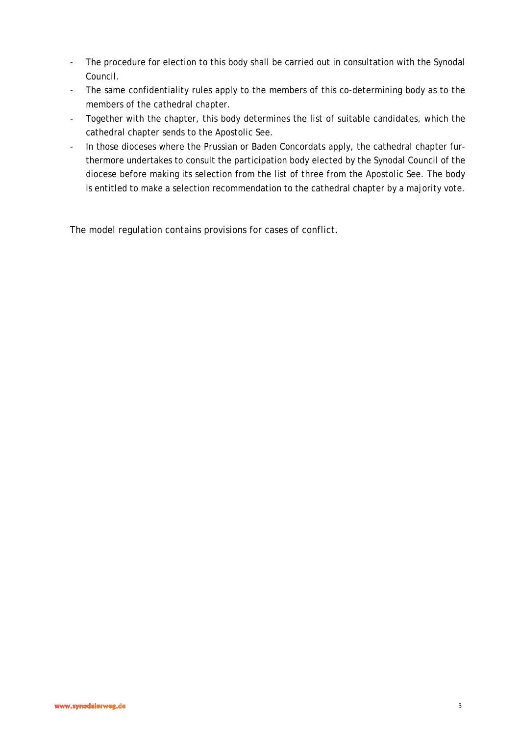- The procedure for election to this body shall be carried out in consultation with the Synodal Council.
- The same confidentiality rules apply to the members of this co-determining body as to the members of the cathedral chapter.
- Together with the chapter, this body determines the list of suitable candidates, which the cathedral chapter sends to the Apostolic See.
- In those dioceses where the Prussian or Baden Concordats apply, the cathedral chapter furthermore undertakes to consult the participation body elected by the Synodal Council of the diocese before making its selection from the list of three from the Apostolic See. The body is entitled to make a selection recommendation to the cathedral chapter by a majority vote.

The model regulation contains provisions for cases of conflict.